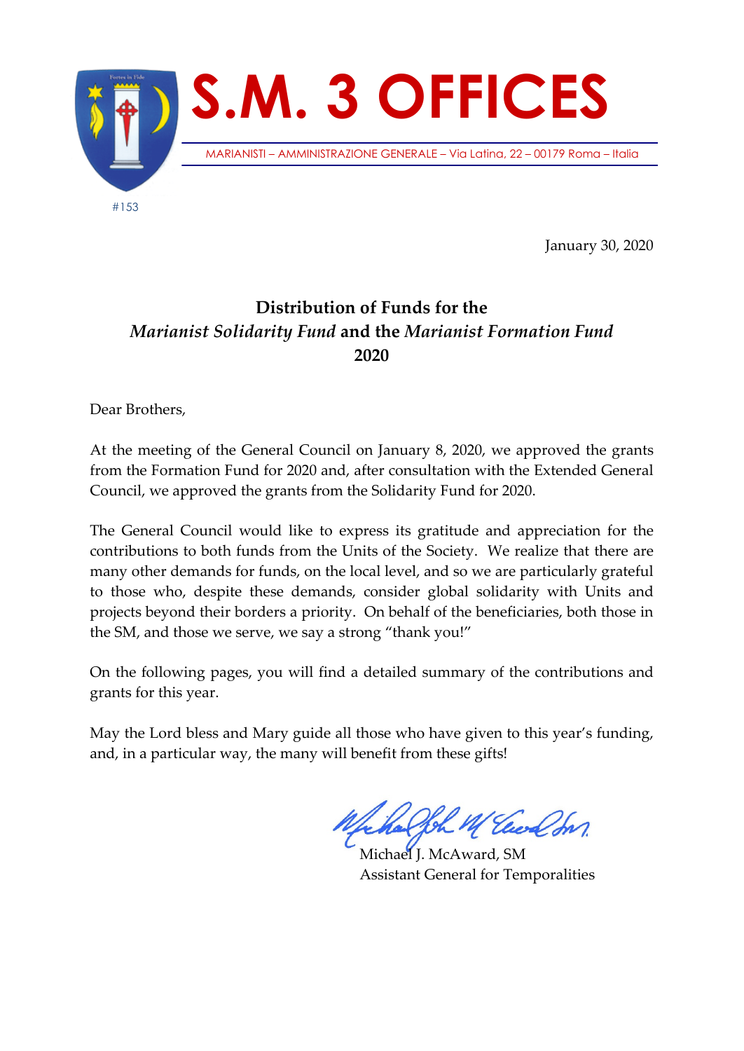# S.M. 3 OFFICES

MARIANISTI – AMMINISTRAZIONE GENERALE – Via Latina, 22 – 00179 Roma – Italia

#153

January 30, 2020

## Distribution of Funds for the *Marianist Solidarity Fund* and the *Marianist Formation Fund* 2020

Dear Brothers,

At the meeting of the General Council on January 8, 2020, we approved the grants from the Formation Fund for 2020 and, after consultation with the Extended General Council, we approved the grants from the Solidarity Fund for 2020.

The General Council would like to express its gratitude and appreciation for the contributions to both funds from the Units of the Society. We realize that there are many other demands for funds, on the local level, and so we are particularly grateful to those who, despite these demands, consider global solidarity with Units and projects beyond their borders a priority. On behalf of the beneficiaries, both those in the SM, and those we serve, we say a strong "thank you!"

On the following pages, you will find a detailed summary of the contributions and grants for this year.

May the Lord bless and Mary guide all those who have given to this year's funding, and, in a particular way, the many will benefit from these gifts!

Michael J. McAward, SM
Assistant General for Temporalities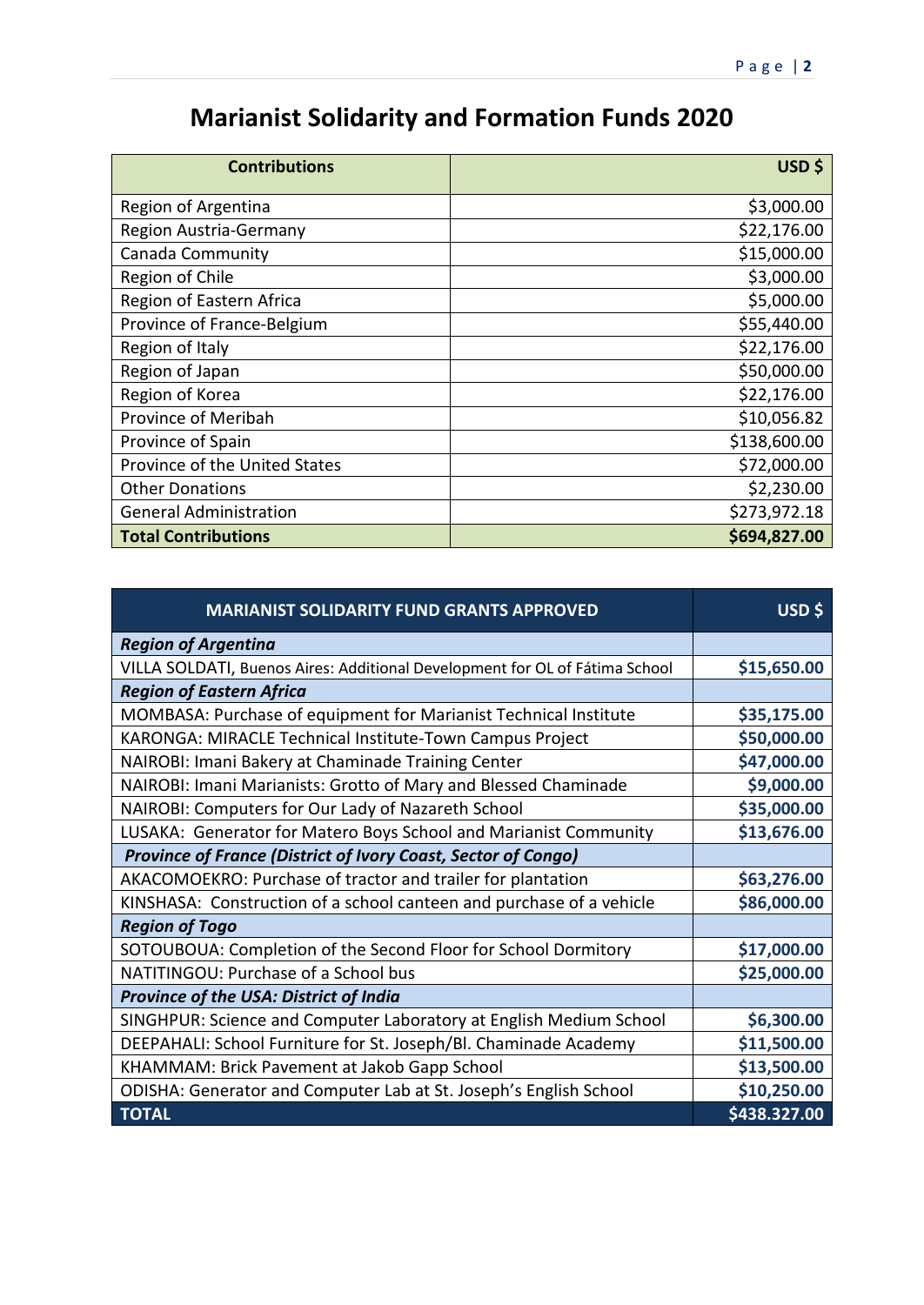# Marianist Solidarity and Formation Funds 2020

| Contributions | USD $ |
|---|---|
| Region of Argentina | $3,000.00 |
| Region Austria-Germany | $22,176.00 |
| Canada Community | $15,000.00 |
| Region of Chile | $3,000.00 |
| Region of Eastern Africa | $5,000.00 |
| Province of France-Belgium | $55,440.00 |
| Region of Italy | $22,176.00 |
| Region of Japan | $50,000.00 |
| Region of Korea | $22,176.00 |
| Province of Meribah | $10,056.82 |
| Province of Spain | $138,600.00 |
| Province of the United States | $72,000.00 |
| Other Donations | $2,230.00 |
| General Administration | $273,972.18 |
| **Total Contributions** | **$694,827.00** |

| MARIANIST SOLIDARITY FUND GRANTS APPROVED | USD $ |
|---|---|
| ***Region of Argentina*** | |
| VILLA SOLDATI, Buenos Aires: Additional Development for OL of Fátima School | **$15,650.00** |
| ***Region of Eastern Africa*** | |
| MOMBASA: Purchase of equipment for Marianist Technical Institute | **$35,175.00** |
| KARONGA: MIRACLE Technical Institute-Town Campus Project | **$50,000.00** |
| NAIROBI: Imani Bakery at Chaminade Training Center | **$47,000.00** |
| NAIROBI: Imani Marianists: Grotto of Mary and Blessed Chaminade | **$9,000.00** |
| NAIROBI: Computers for Our Lady of Nazareth School | **$35,000.00** |
| LUSAKA: Generator for Matero Boys School and Marianist Community | **$13,676.00** |
| ***Province of France (District of Ivory Coast, Sector of Congo)*** | |
| AKACOMOEKRO: Purchase of tractor and trailer for plantation | **$63,276.00** |
| KINSHASA: Construction of a school canteen and purchase of a vehicle | **$86,000.00** |
| ***Region of Togo*** | |
| SOTOUBOUA: Completion of the Second Floor for School Dormitory | **$17,000.00** |
| NATITINGOU: Purchase of a School bus | **$25,000.00** |
| ***Province of the USA: District of India*** | |
| SINGHPUR: Science and Computer Laboratory at English Medium School | **$6,300.00** |
| DEEPAHALI: School Furniture for St. Joseph/Bl. Chaminade Academy | **$11,500.00** |
| KHAMMAM: Brick Pavement at Jakob Gapp School | **$13,500.00** |
| ODISHA: Generator and Computer Lab at St. Joseph's English School | **$10,250.00** |
| **TOTAL** | **$438.327.00** |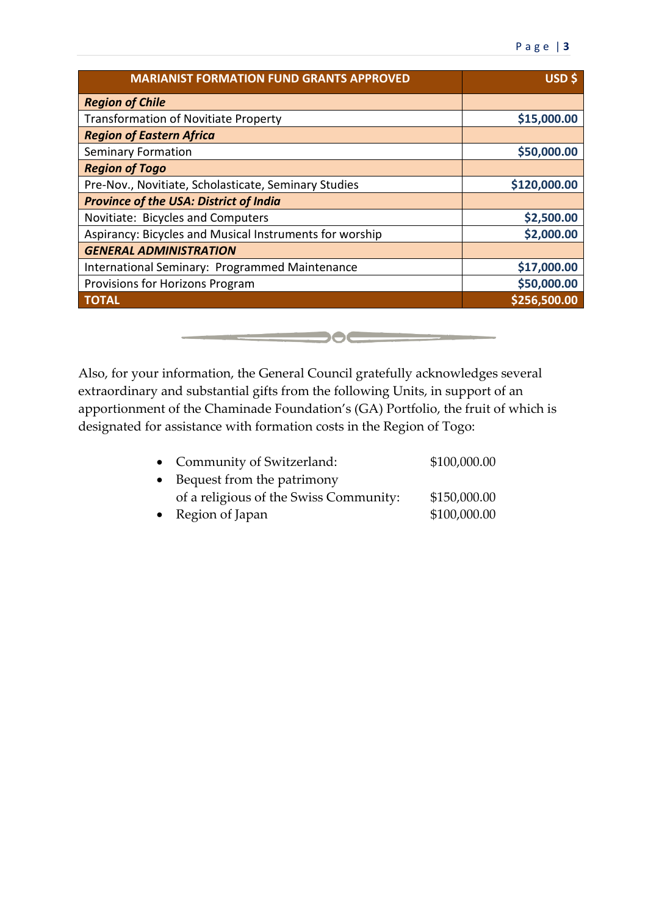| MARIANIST FORMATION FUND GRANTS APPROVED | USD $ |
|---|---|
| ***Region of Chile*** | |
| Transformation of Novitiate Property | **$15,000.00** |
| ***Region of Eastern Africa*** | |
| Seminary Formation | **$50,000.00** |
| ***Region of Togo*** | |
| Pre-Nov., Novitiate, Scholasticate, Seminary Studies | **$120,000.00** |
| ***Province of the USA: District of India*** | |
| Novitiate: Bicycles and Computers | **$2,500.00** |
| Aspirancy: Bicycles and Musical Instruments for worship | **$2,000.00** |
| ***GENERAL ADMINISTRATION*** | |
| International Seminary: Programmed Maintenance | **$17,000.00** |
| Provisions for Horizons Program | **$50,000.00** |
| **TOTAL** | **$256,500.00** |

Also, for your information, the General Council gratefully acknowledges several extraordinary and substantial gifts from the following Units, in support of an apportionment of the Chaminade Foundation's (GA) Portfolio, the fruit of which is designated for assistance with formation costs in the Region of Togo:

- Community of Switzerland: $100,000.00
- Bequest from the patrimony of a religious of the Swiss Community: $150,000.00
- Region of Japan $100,000.00